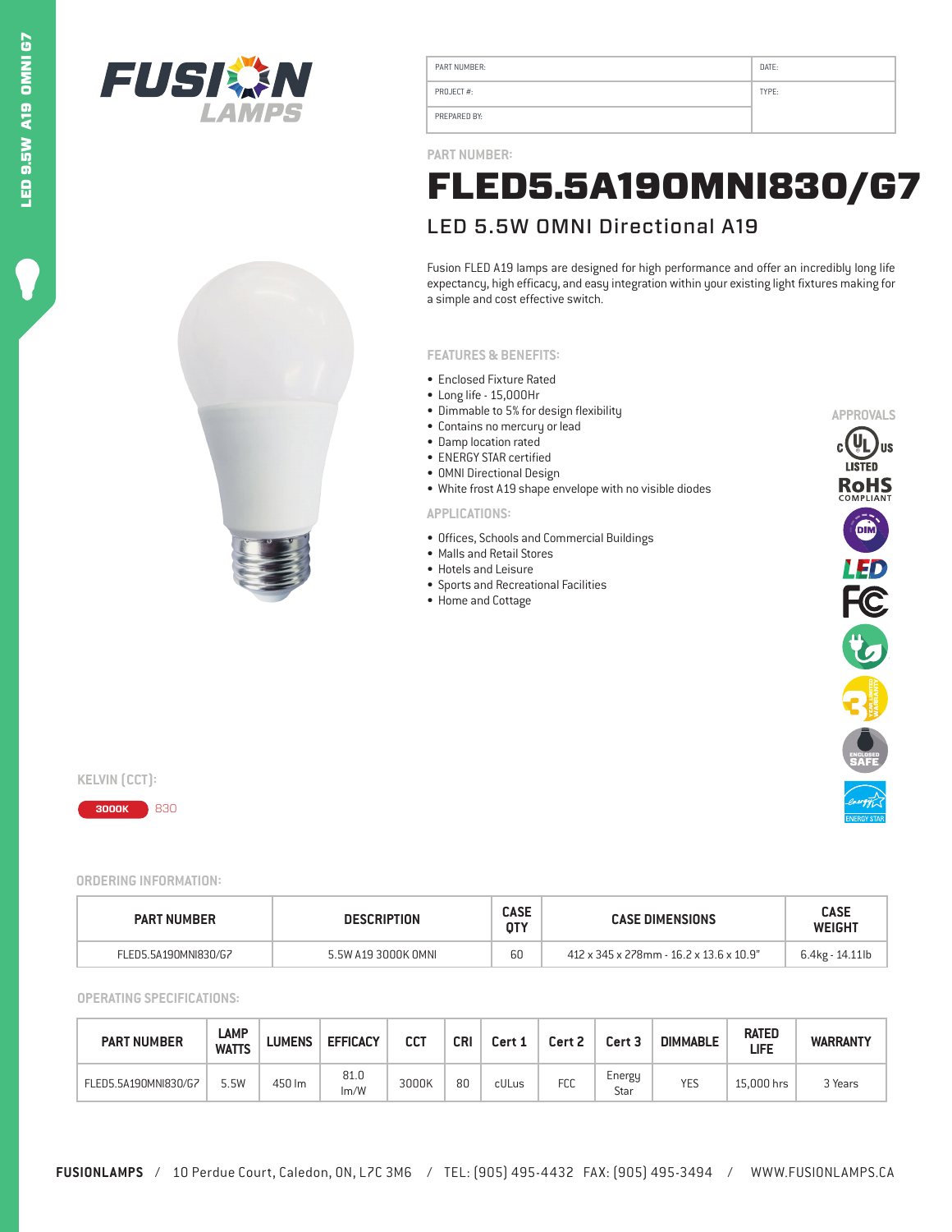LED 9.5W A19 OMNI G7

FUSION LAMPS

| PART NUMBER: | DATE: |
|---|---|
| PROJECT #: | TYPE: |
| PREPARED BY: | |

PART NUMBER:

# FLED5.5A19OMNI830/G7

## LED 5.5W OMNI Directional A19

Fusion FLED A19 lamps are designed for high performance and offer an incredibly long life expectancy, high efficacy, and easy integration within your existing light fixtures making for a simple and cost effective switch.

### FEATURES & BENEFITS:

- Enclosed Fixture Rated
- Long life - 15,000Hr
- Dimmable to 5% for design flexibility
- Contains no mercury or lead
- Damp location rated
- ENERGY STAR certified
- OMNI Directional Design
- White frost A19 shape envelope with no visible diodes

### APPLICATIONS:

- Offices, Schools and Commercial Buildings
- Malls and Retail Stores
- Hotels and Leisure
- Sports and Recreational Facilities
- Home and Cottage

### APPROVALS

c UL us LISTED
RoHS COMPLIANT
DIM
LED
FC
ENCLOSED SAFE
ENERGY STAR

### KELVIN (CCT):

3000K 830

### ORDERING INFORMATION:

| PART NUMBER | DESCRIPTION | CASE QTY | CASE DIMENSIONS | CASE WEIGHT |
|---|---|---|---|---|
| FLED5.5A19OMNI830/G7 | 5.5W A19 3000K OMNI | 60 | 412 x 345 x 278mm - 16.2 x 13.6 x 10.9" | 6.4kg - 14.11lb |

### OPERATING SPECIFICATIONS:

| PART NUMBER | LAMP WATTS | LUMENS | EFFICACY | CCT | CRI | Cert 1 | Cert 2 | Cert 3 | DIMMABLE | RATED LIFE | WARRANTY |
|---|---|---|---|---|---|---|---|---|---|---|---|
| FLED5.5A19OMNI830/G7 | 5.5W | 450 lm | 81.0 lm/W | 3000K | 80 | cULus | FCC | Energy Star | YES | 15,000 hrs | 3 Years |

FUSIONLAMPS / 10 Perdue Court, Caledon, ON, L7C 3M6 / TEL: (905) 495-4432 FAX: (905) 495-3494 / WWW.FUSIONLAMPS.CA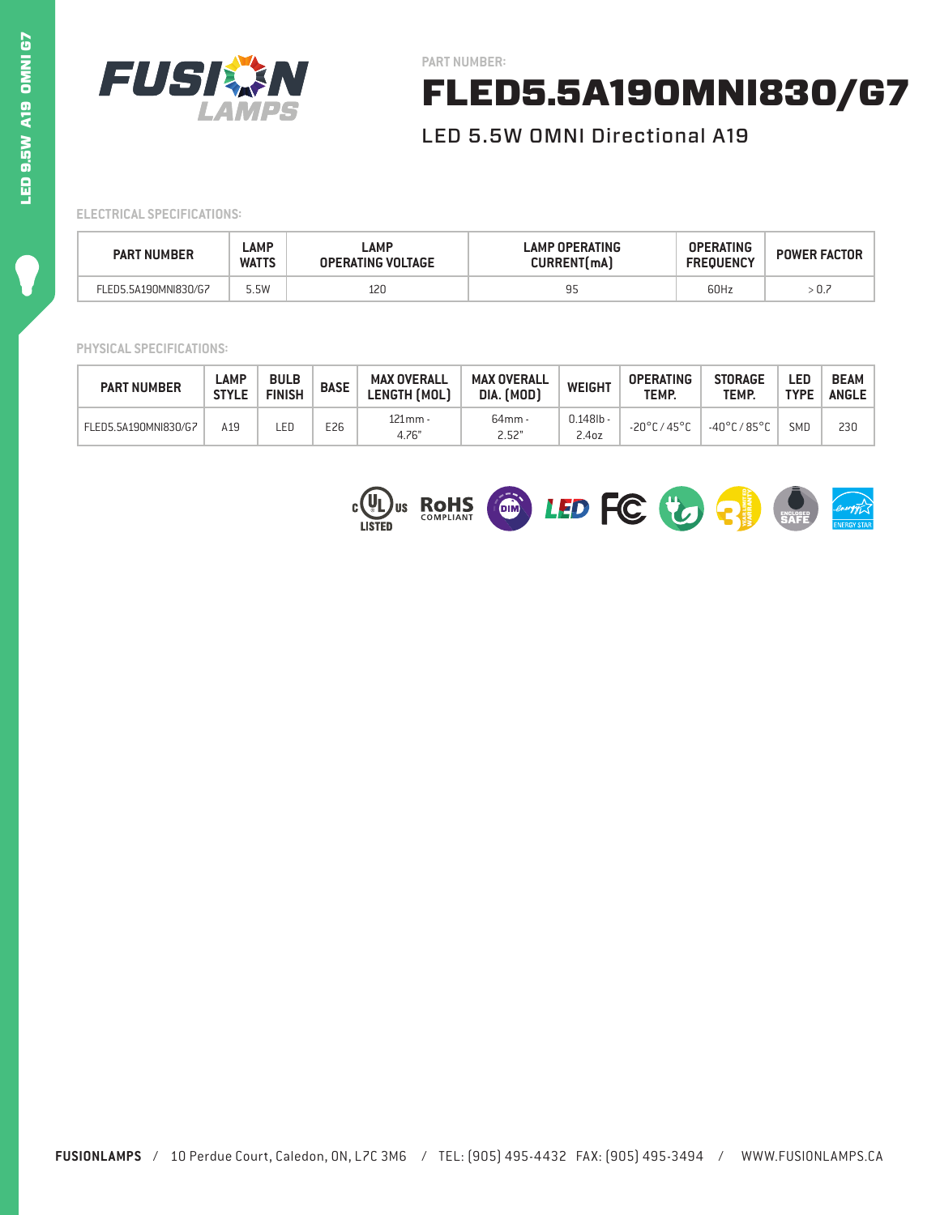PART NUMBER:

# FLED5.5A190MNI830/G7

LED 5.5W OMNI Directional A19

ELECTRICAL SPECIFICATIONS:

| PART NUMBER | LAMP WATTS | LAMP OPERATING VOLTAGE | LAMP OPERATING CURRENT(mA) | OPERATING FREQUENCY | POWER FACTOR |
|---|---|---|---|---|---|
| FLED5.5A190MNI830/G7 | 5.5W | 120 | 95 | 60Hz | > 0.7 |

PHYSICAL SPECIFICATIONS:

| PART NUMBER | LAMP STYLE | BULB FINISH | BASE | MAX OVERALL LENGTH (MOL) | MAX OVERALL DIA. (MOD) | WEIGHT | OPERATING TEMP. | STORAGE TEMP. | LED TYPE | BEAM ANGLE |
|---|---|---|---|---|---|---|---|---|---|---|
| FLED5.5A190MNI830/G7 | A19 | LED | E26 | 121mm - 4.76" | 64mm - 2.52" | 0.148lb - 2.4oz | -20°C / 45°C | -40°C / 85°C | SMD | 230 |

**FUSIONLAMPS** / 10 Perdue Court, Caledon, ON, L7C 3M6 / TEL: (905) 495-4432 FAX: (905) 495-3494 / WWW.FUSIONLAMPS.CA